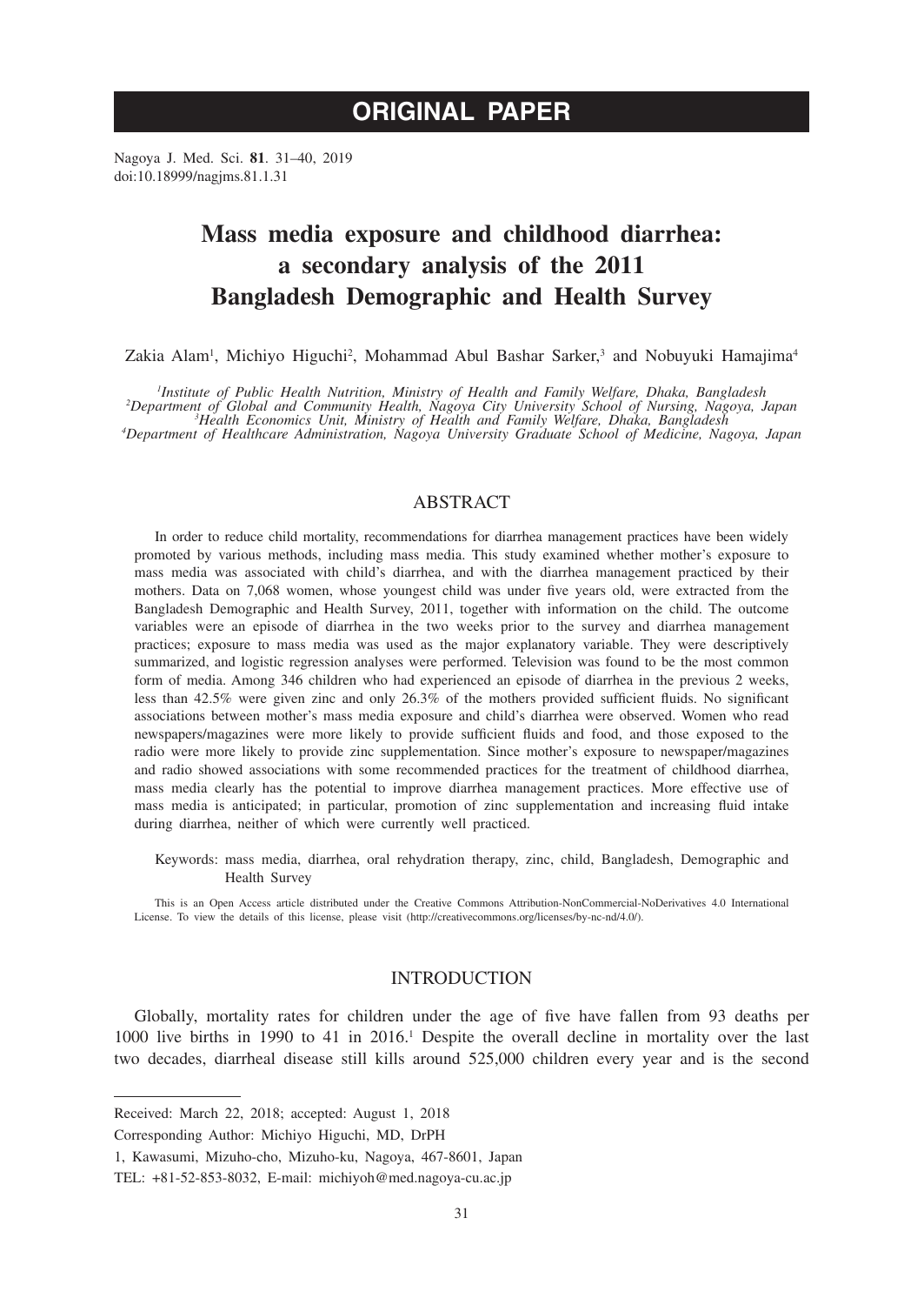# ORIGINAL PAPER

Nagoya J. Med. Sci. **81**. 31–40, 2019
doi:10.18999/nagjms.81.1.31

# Mass media exposure and childhood diarrhea: a secondary analysis of the 2011 Bangladesh Demographic and Health Survey

Zakia Alam[1], Michiyo Higuchi[2], Mohammad Abul Bashar Sarker,[3] and Nobuyuki Hamajima[4]

*[1]Institute of Public Health Nutrition, Ministry of Health and Family Welfare, Dhaka, Bangladesh*
*[2]Department of Global and Community Health, Nagoya City University School of Nursing, Nagoya, Japan*
*[3]Health Economics Unit, Ministry of Health and Family Welfare, Dhaka, Bangladesh*
*[4]Department of Healthcare Administration, Nagoya University Graduate School of Medicine, Nagoya, Japan*

## ABSTRACT

In order to reduce child mortality, recommendations for diarrhea management practices have been widely promoted by various methods, including mass media. This study examined whether mother's exposure to mass media was associated with child's diarrhea, and with the diarrhea management practiced by their mothers. Data on 7,068 women, whose youngest child was under five years old, were extracted from the Bangladesh Demographic and Health Survey, 2011, together with information on the child. The outcome variables were an episode of diarrhea in the two weeks prior to the survey and diarrhea management practices; exposure to mass media was used as the major explanatory variable. They were descriptively summarized, and logistic regression analyses were performed. Television was found to be the most common form of media. Among 346 children who had experienced an episode of diarrhea in the previous 2 weeks, less than 42.5% were given zinc and only 26.3% of the mothers provided sufficient fluids. No significant associations between mother's mass media exposure and child's diarrhea were observed. Women who read newspapers/magazines were more likely to provide sufficient fluids and food, and those exposed to the radio were more likely to provide zinc supplementation. Since mother's exposure to newspaper/magazines and radio showed associations with some recommended practices for the treatment of childhood diarrhea, mass media clearly has the potential to improve diarrhea management practices. More effective use of mass media is anticipated; in particular, promotion of zinc supplementation and increasing fluid intake during diarrhea, neither of which were currently well practiced.

Keywords: mass media, diarrhea, oral rehydration therapy, zinc, child, Bangladesh, Demographic and Health Survey

This is an Open Access article distributed under the Creative Commons Attribution-NonCommercial-NoDerivatives 4.0 International License. To view the details of this license, please visit (http://creativecommons.org/licenses/by-nc-nd/4.0/).

## INTRODUCTION

Globally, mortality rates for children under the age of five have fallen from 93 deaths per 1000 live births in 1990 to 41 in 2016.[1] Despite the overall decline in mortality over the last two decades, diarrheal disease still kills around 525,000 children every year and is the second

---

Received: March 22, 2018; accepted: August 1, 2018

Corresponding Author: Michiyo Higuchi, MD, DrPH

1, Kawasumi, Mizuho-cho, Mizuho-ku, Nagoya, 467-8601, Japan

TEL: +81-52-853-8032, E-mail: michiyoh@med.nagoya-cu.ac.jp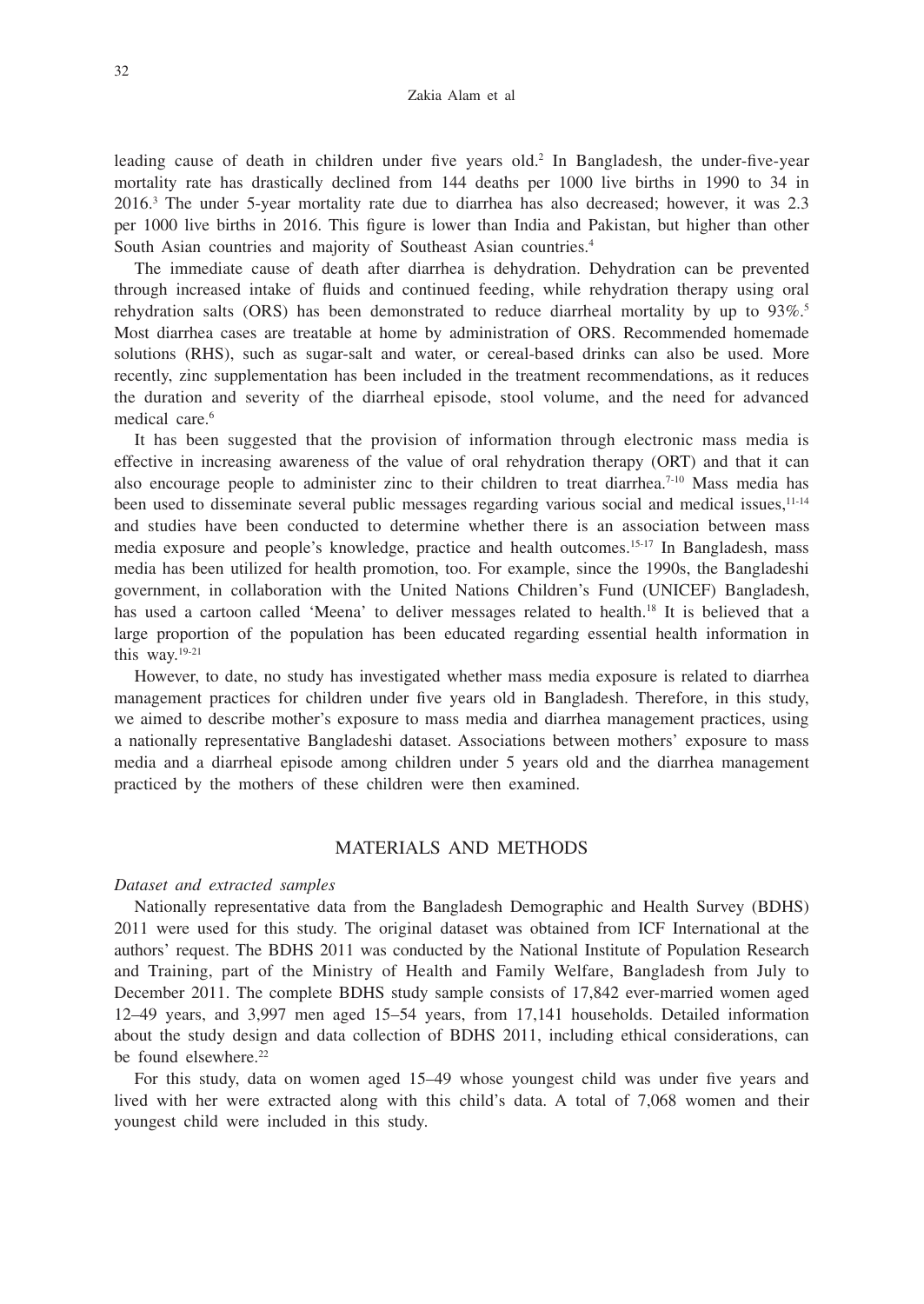leading cause of death in children under five years old.[2] In Bangladesh, the under-five-year mortality rate has drastically declined from 144 deaths per 1000 live births in 1990 to 34 in 2016.[3] The under 5-year mortality rate due to diarrhea has also decreased; however, it was 2.3 per 1000 live births in 2016. This figure is lower than India and Pakistan, but higher than other South Asian countries and majority of Southeast Asian countries.[4]

The immediate cause of death after diarrhea is dehydration. Dehydration can be prevented through increased intake of fluids and continued feeding, while rehydration therapy using oral rehydration salts (ORS) has been demonstrated to reduce diarrheal mortality by up to 93%.[5] Most diarrhea cases are treatable at home by administration of ORS. Recommended homemade solutions (RHS), such as sugar-salt and water, or cereal-based drinks can also be used. More recently, zinc supplementation has been included in the treatment recommendations, as it reduces the duration and severity of the diarrheal episode, stool volume, and the need for advanced medical care.[6]

It has been suggested that the provision of information through electronic mass media is effective in increasing awareness of the value of oral rehydration therapy (ORT) and that it can also encourage people to administer zinc to their children to treat diarrhea.[7-10] Mass media has been used to disseminate several public messages regarding various social and medical issues,[11-14] and studies have been conducted to determine whether there is an association between mass media exposure and people's knowledge, practice and health outcomes.[15-17] In Bangladesh, mass media has been utilized for health promotion, too. For example, since the 1990s, the Bangladeshi government, in collaboration with the United Nations Children's Fund (UNICEF) Bangladesh, has used a cartoon called 'Meena' to deliver messages related to health.[18] It is believed that a large proportion of the population has been educated regarding essential health information in this way.[19-21]

However, to date, no study has investigated whether mass media exposure is related to diarrhea management practices for children under five years old in Bangladesh. Therefore, in this study, we aimed to describe mother's exposure to mass media and diarrhea management practices, using a nationally representative Bangladeshi dataset. Associations between mothers' exposure to mass media and a diarrheal episode among children under 5 years old and the diarrhea management practiced by the mothers of these children were then examined.

## MATERIALS AND METHODS

*Dataset and extracted samples*

Nationally representative data from the Bangladesh Demographic and Health Survey (BDHS) 2011 were used for this study. The original dataset was obtained from ICF International at the authors' request. The BDHS 2011 was conducted by the National Institute of Population Research and Training, part of the Ministry of Health and Family Welfare, Bangladesh from July to December 2011. The complete BDHS study sample consists of 17,842 ever-married women aged 12–49 years, and 3,997 men aged 15–54 years, from 17,141 households. Detailed information about the study design and data collection of BDHS 2011, including ethical considerations, can be found elsewhere.[22]

For this study, data on women aged 15–49 whose youngest child was under five years and lived with her were extracted along with this child's data. A total of 7,068 women and their youngest child were included in this study.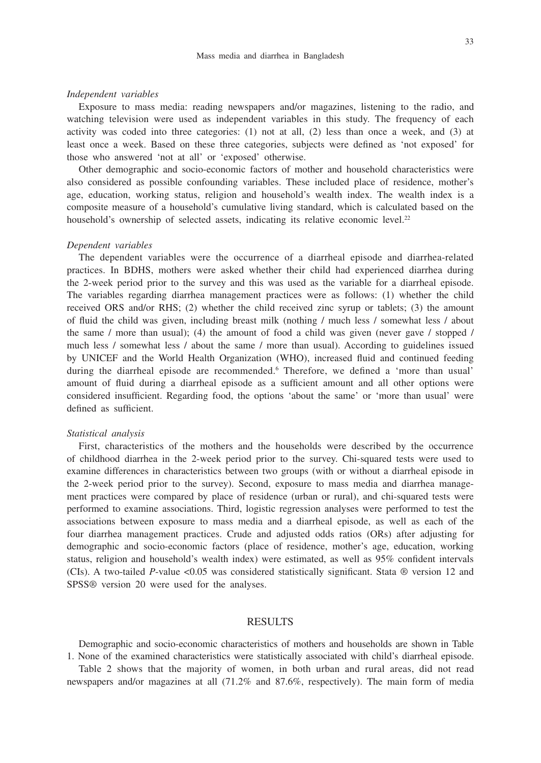*Independent variables*

Exposure to mass media: reading newspapers and/or magazines, listening to the radio, and watching television were used as independent variables in this study. The frequency of each activity was coded into three categories: (1) not at all, (2) less than once a week, and (3) at least once a week. Based on these three categories, subjects were defined as 'not exposed' for those who answered 'not at all' or 'exposed' otherwise.

Other demographic and socio-economic factors of mother and household characteristics were also considered as possible confounding variables. These included place of residence, mother's age, education, working status, religion and household's wealth index. The wealth index is a composite measure of a household's cumulative living standard, which is calculated based on the household's ownership of selected assets, indicating its relative economic level.[22]

*Dependent variables*

The dependent variables were the occurrence of a diarrheal episode and diarrhea-related practices. In BDHS, mothers were asked whether their child had experienced diarrhea during the 2-week period prior to the survey and this was used as the variable for a diarrheal episode. The variables regarding diarrhea management practices were as follows: (1) whether the child received ORS and/or RHS; (2) whether the child received zinc syrup or tablets; (3) the amount of fluid the child was given, including breast milk (nothing / much less / somewhat less / about the same / more than usual); (4) the amount of food a child was given (never gave / stopped / much less / somewhat less / about the same / more than usual). According to guidelines issued by UNICEF and the World Health Organization (WHO), increased fluid and continued feeding during the diarrheal episode are recommended.[6] Therefore, we defined a 'more than usual' amount of fluid during a diarrheal episode as a sufficient amount and all other options were considered insufficient. Regarding food, the options 'about the same' or 'more than usual' were defined as sufficient.

*Statistical analysis*

First, characteristics of the mothers and the households were described by the occurrence of childhood diarrhea in the 2-week period prior to the survey. Chi-squared tests were used to examine differences in characteristics between two groups (with or without a diarrheal episode in the 2-week period prior to the survey). Second, exposure to mass media and diarrhea management practices were compared by place of residence (urban or rural), and chi-squared tests were performed to examine associations. Third, logistic regression analyses were performed to test the associations between exposure to mass media and a diarrheal episode, as well as each of the four diarrhea management practices. Crude and adjusted odds ratios (ORs) after adjusting for demographic and socio-economic factors (place of residence, mother's age, education, working status, religion and household's wealth index) were estimated, as well as 95% confident intervals (CIs). A two-tailed $P$-value <0.05 was considered statistically significant. Stata ® version 12 and SPSS® version 20 were used for the analyses.

## RESULTS

Demographic and socio-economic characteristics of mothers and households are shown in Table 1. None of the examined characteristics were statistically associated with child's diarrheal episode.

Table 2 shows that the majority of women, in both urban and rural areas, did not read newspapers and/or magazines at all (71.2% and 87.6%, respectively). The main form of media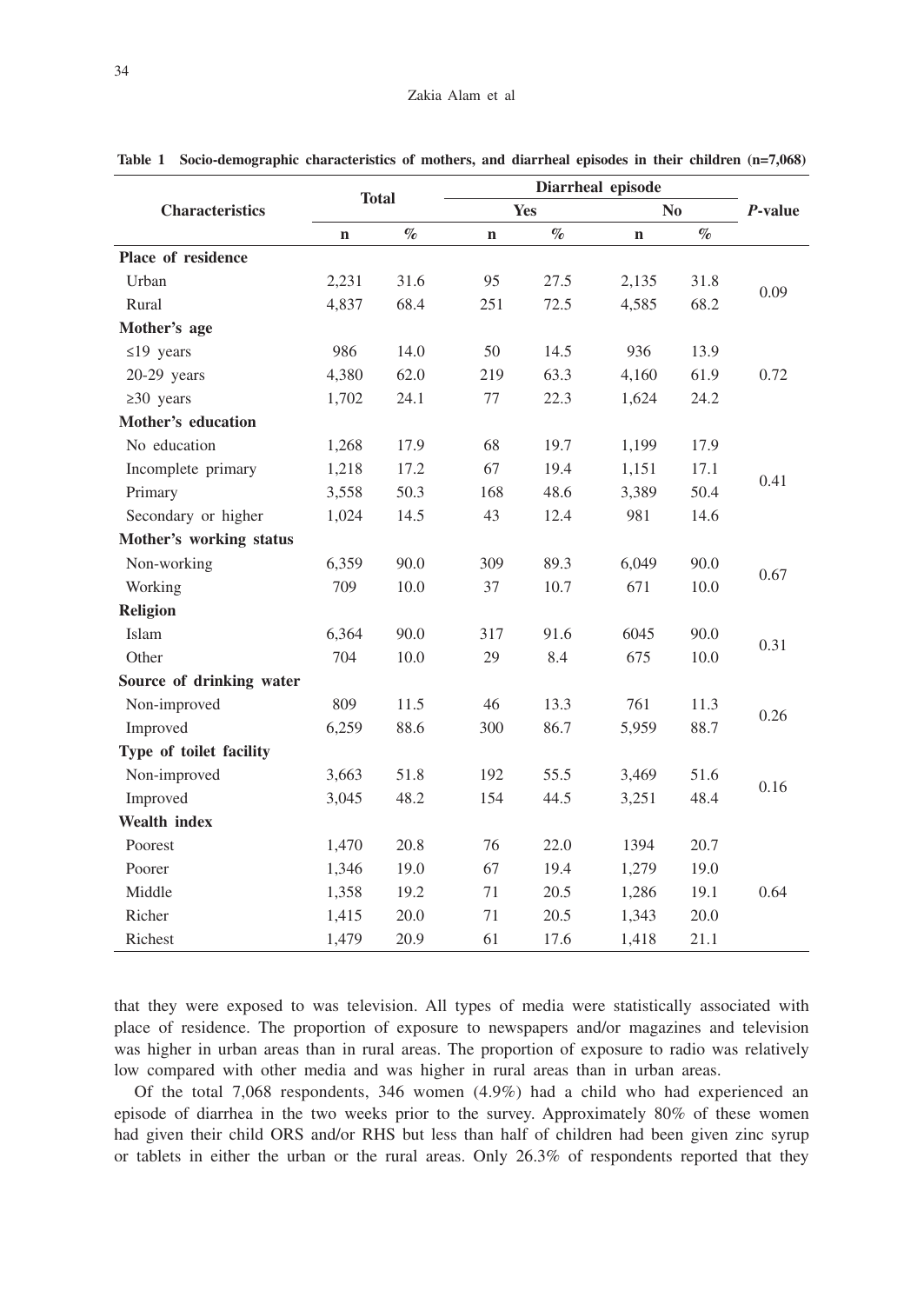**Table 1 Socio-demographic characteristics of mothers, and diarrheal episodes in their children (n=7,068)**

| Characteristics | Total | | Diarrheal episode | | | | *P*-value |
|---|---|---|---|---|---|---|---|
| | | | Yes | | No | | |
| | n | % | n | % | n | % | |
| **Place of residence** | | | | | | | |
| Urban | 2,231 | 31.6 | 95 | 27.5 | 2,135 | 31.8 | 0.09 |
| Rural | 4,837 | 68.4 | 251 | 72.5 | 4,585 | 68.2 | |
| **Mother's age** | | | | | | | |
| ≤19 years | 986 | 14.0 | 50 | 14.5 | 936 | 13.9 | 0.72 |
| 20-29 years | 4,380 | 62.0 | 219 | 63.3 | 4,160 | 61.9 | |
| ≥30 years | 1,702 | 24.1 | 77 | 22.3 | 1,624 | 24.2 | |
| **Mother's education** | | | | | | | |
| No education | 1,268 | 17.9 | 68 | 19.7 | 1,199 | 17.9 | 0.41 |
| Incomplete primary | 1,218 | 17.2 | 67 | 19.4 | 1,151 | 17.1 | |
| Primary | 3,558 | 50.3 | 168 | 48.6 | 3,389 | 50.4 | |
| Secondary or higher | 1,024 | 14.5 | 43 | 12.4 | 981 | 14.6 | |
| **Mother's working status** | | | | | | | |
| Non-working | 6,359 | 90.0 | 309 | 89.3 | 6,049 | 90.0 | 0.67 |
| Working | 709 | 10.0 | 37 | 10.7 | 671 | 10.0 | |
| **Religion** | | | | | | | |
| Islam | 6,364 | 90.0 | 317 | 91.6 | 6045 | 90.0 | 0.31 |
| Other | 704 | 10.0 | 29 | 8.4 | 675 | 10.0 | |
| **Source of drinking water** | | | | | | | |
| Non-improved | 809 | 11.5 | 46 | 13.3 | 761 | 11.3 | 0.26 |
| Improved | 6,259 | 88.6 | 300 | 86.7 | 5,959 | 88.7 | |
| **Type of toilet facility** | | | | | | | |
| Non-improved | 3,663 | 51.8 | 192 | 55.5 | 3,469 | 51.6 | 0.16 |
| Improved | 3,045 | 48.2 | 154 | 44.5 | 3,251 | 48.4 | |
| **Wealth index** | | | | | | | |
| Poorest | 1,470 | 20.8 | 76 | 22.0 | 1394 | 20.7 | 0.64 |
| Poorer | 1,346 | 19.0 | 67 | 19.4 | 1,279 | 19.0 | |
| Middle | 1,358 | 19.2 | 71 | 20.5 | 1,286 | 19.1 | |
| Richer | 1,415 | 20.0 | 71 | 20.5 | 1,343 | 20.0 | |
| Richest | 1,479 | 20.9 | 61 | 17.6 | 1,418 | 21.1 | |

that they were exposed to was television. All types of media were statistically associated with place of residence. The proportion of exposure to newspapers and/or magazines and television was higher in urban areas than in rural areas. The proportion of exposure to radio was relatively low compared with other media and was higher in rural areas than in urban areas.

Of the total 7,068 respondents, 346 women (4.9%) had a child who had experienced an episode of diarrhea in the two weeks prior to the survey. Approximately 80% of these women had given their child ORS and/or RHS but less than half of children had been given zinc syrup or tablets in either the urban or the rural areas. Only 26.3% of respondents reported that they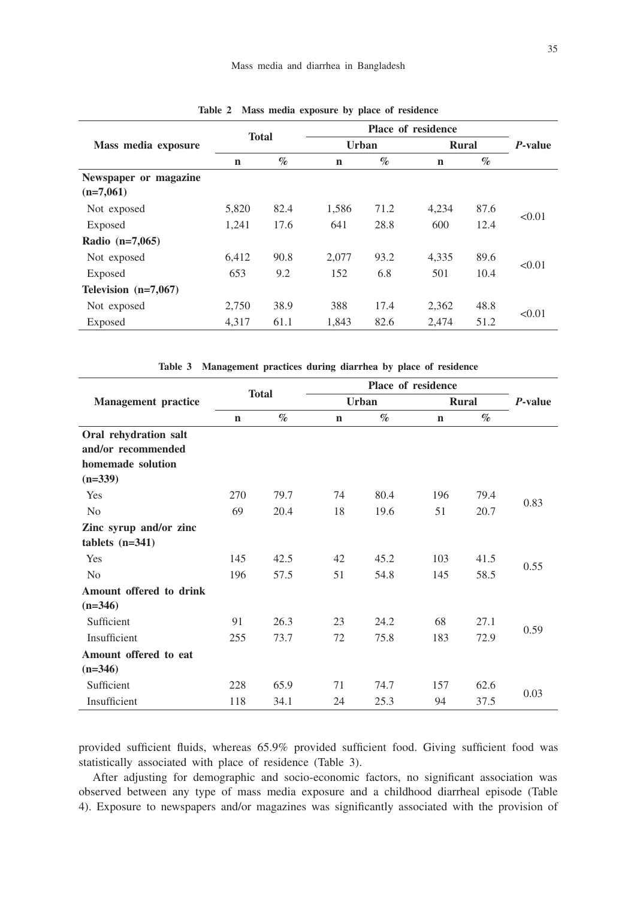**Table 2 Mass media exposure by place of residence**

| Mass media exposure | Total | | Place of residence | | | | *P*-value |
|---|---|---|---|---|---|---|---|
| | | | Urban | | Rural | | |
| | n | % | n | % | n | % | |
| **Newspaper or magazine (n=7,061)** | | | | | | | |
| Not exposed | 5,820 | 82.4 | 1,586 | 71.2 | 4,234 | 87.6 | <0.01 |
| Exposed | 1,241 | 17.6 | 641 | 28.8 | 600 | 12.4 | |
| **Radio (n=7,065)** | | | | | | | |
| Not exposed | 6,412 | 90.8 | 2,077 | 93.2 | 4,335 | 89.6 | <0.01 |
| Exposed | 653 | 9.2 | 152 | 6.8 | 501 | 10.4 | |
| **Television (n=7,067)** | | | | | | | |
| Not exposed | 2,750 | 38.9 | 388 | 17.4 | 2,362 | 48.8 | <0.01 |
| Exposed | 4,317 | 61.1 | 1,843 | 82.6 | 2,474 | 51.2 | |

**Table 3 Management practices during diarrhea by place of residence**

| Management practice | Total | | Place of residence | | | | *P*-value |
|---|---|---|---|---|---|---|---|
| | | | Urban | | Rural | | |
| | n | % | n | % | n | % | |
| **Oral rehydration salt and/or recommended homemade solution (n=339)** | | | | | | | |
| Yes | 270 | 79.7 | 74 | 80.4 | 196 | 79.4 | 0.83 |
| No | 69 | 20.4 | 18 | 19.6 | 51 | 20.7 | |
| **Zinc syrup and/or zinc tablets (n=341)** | | | | | | | |
| Yes | 145 | 42.5 | 42 | 45.2 | 103 | 41.5 | 0.55 |
| No | 196 | 57.5 | 51 | 54.8 | 145 | 58.5 | |
| **Amount offered to drink (n=346)** | | | | | | | |
| Sufficient | 91 | 26.3 | 23 | 24.2 | 68 | 27.1 | 0.59 |
| Insufficient | 255 | 73.7 | 72 | 75.8 | 183 | 72.9 | |
| **Amount offered to eat (n=346)** | | | | | | | |
| Sufficient | 228 | 65.9 | 71 | 74.7 | 157 | 62.6 | 0.03 |
| Insufficient | 118 | 34.1 | 24 | 25.3 | 94 | 37.5 | |

provided sufficient fluids, whereas 65.9% provided sufficient food. Giving sufficient food was statistically associated with place of residence (Table 3).

After adjusting for demographic and socio-economic factors, no significant association was observed between any type of mass media exposure and a childhood diarrheal episode (Table 4). Exposure to newspapers and/or magazines was significantly associated with the provision of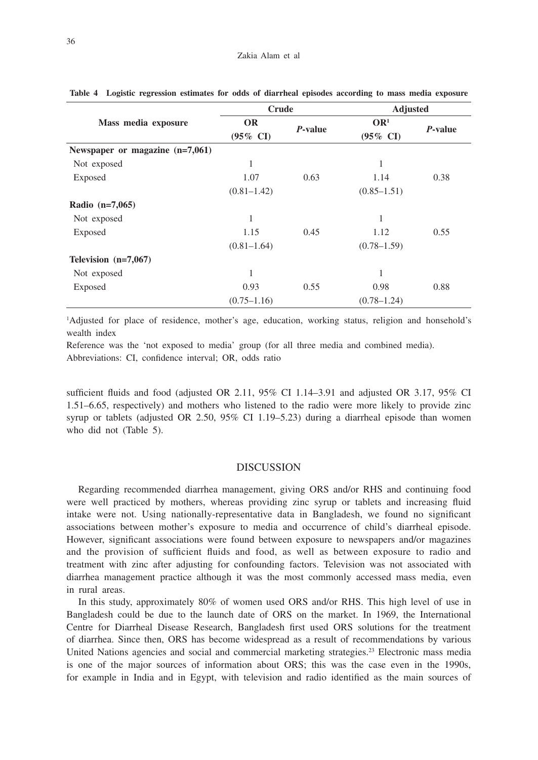**Table 4 Logistic regression estimates for odds of diarrheal episodes according to mass media exposure**

| Mass media exposure | Crude | | Adjusted | |
|---|---|---|---|---|
| | OR (95% CI) | *P*-value | OR[1] (95% CI) | *P*-value |
| **Newspaper or magazine (n=7,061)** | | | | |
| Not exposed | 1 | | 1 | |
| Exposed | 1.07 (0.81–1.42) | 0.63 | 1.14 (0.85–1.51) | 0.38 |
| **Radio (n=7,065)** | | | | |
| Not exposed | 1 | | 1 | |
| Exposed | 1.15 (0.81–1.64) | 0.45 | 1.12 (0.78–1.59) | 0.55 |
| **Television (n=7,067)** | | | | |
| Not exposed | 1 | | 1 | |
| Exposed | 0.93 (0.75–1.16) | 0.55 | 0.98 (0.78–1.24) | 0.88 |

[1]Adjusted for place of residence, mother's age, education, working status, religion and honsehold's wealth index

Reference was the 'not exposed to media' group (for all three media and combined media).

Abbreviations: CI, confidence interval; OR, odds ratio

sufficient fluids and food (adjusted OR 2.11, 95% CI 1.14–3.91 and adjusted OR 3.17, 95% CI 1.51–6.65, respectively) and mothers who listened to the radio were more likely to provide zinc syrup or tablets (adjusted OR 2.50, 95% CI 1.19–5.23) during a diarrheal episode than women who did not (Table 5).

## DISCUSSION

Regarding recommended diarrhea management, giving ORS and/or RHS and continuing food were well practiced by mothers, whereas providing zinc syrup or tablets and increasing fluid intake were not. Using nationally-representative data in Bangladesh, we found no significant associations between mother's exposure to media and occurrence of child's diarrheal episode. However, significant associations were found between exposure to newspapers and/or magazines and the provision of sufficient fluids and food, as well as between exposure to radio and treatment with zinc after adjusting for confounding factors. Television was not associated with diarrhea management practice although it was the most commonly accessed mass media, even in rural areas.

In this study, approximately 80% of women used ORS and/or RHS. This high level of use in Bangladesh could be due to the launch date of ORS on the market. In 1969, the International Centre for Diarrheal Disease Research, Bangladesh first used ORS solutions for the treatment of diarrhea. Since then, ORS has become widespread as a result of recommendations by various United Nations agencies and social and commercial marketing strategies.[23] Electronic mass media is one of the major sources of information about ORS; this was the case even in the 1990s, for example in India and in Egypt, with television and radio identified as the main sources of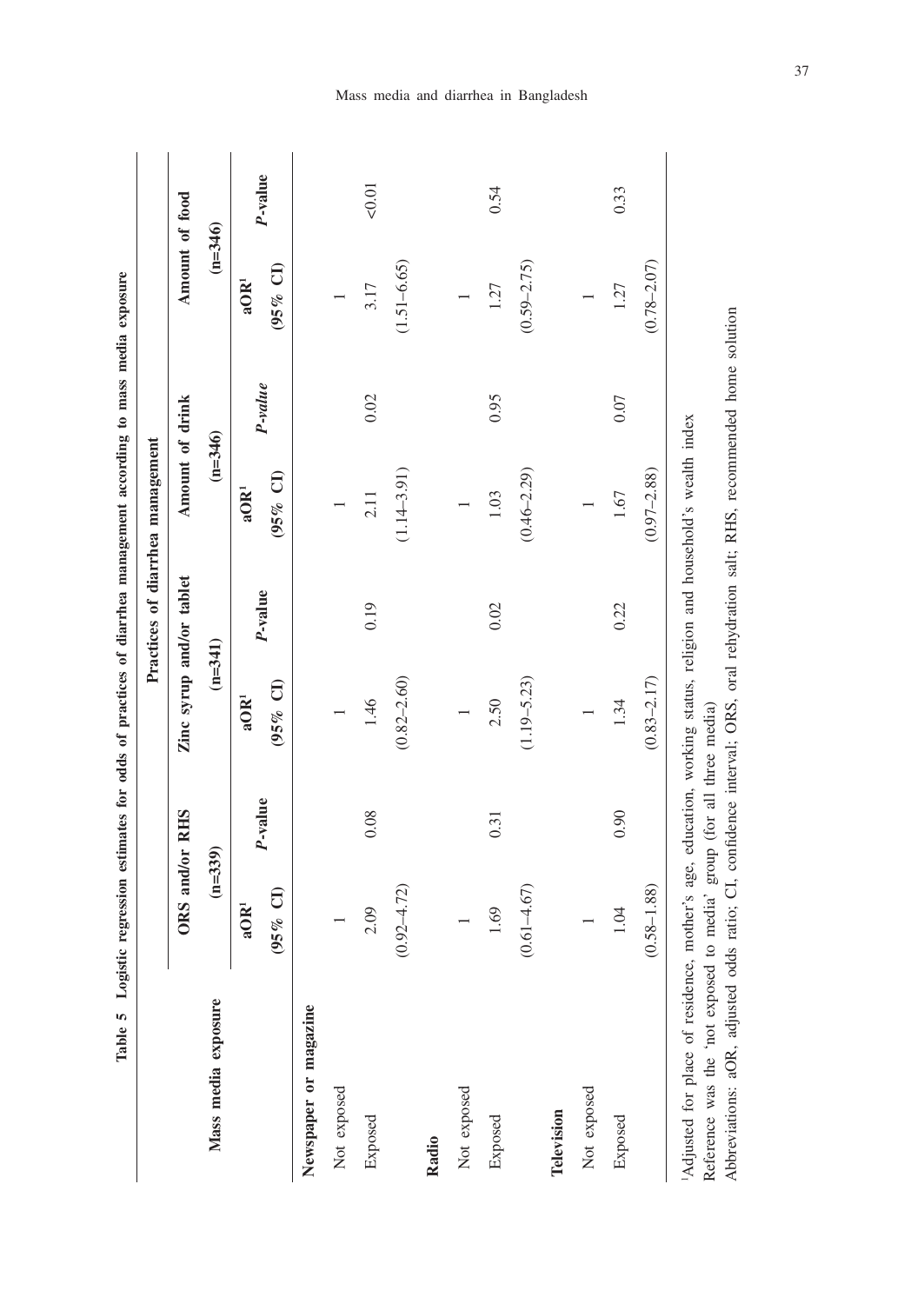**Table 5 Logistic regression estimates for odds of practices of diarrhea management according to mass media exposure**

| Mass media exposure | Practices of diarrhea management | | | | | | | |
|---|---|---|---|---|---|---|---|---|
| | ORS and/or RHS (n=339) | | Zinc syrup and/or tablet (n=341) | | Amount of drink (n=346) | | Amount of food (n=346) | |
| | aOR[1] (95% CI) | *P*-value | aOR[1] (95% CI) | *P*-value | aOR[1] (95% CI) | *P-value* | aOR[1] (95% CI) | *P*-value |
| **Newspaper or magazine** | | | | | | | | |
| Not exposed | 1 | | 1 | | 1 | | 1 | |
| Exposed | 2.09 (0.92–4.72) | 0.08 | 1.46 (0.82–2.60) | 0.19 | 2.11 (1.14–3.91) | 0.02 | 3.17 (1.51–6.65) | <0.01 |
| **Radio** | | | | | | | | |
| Not exposed | 1 | | 1 | | 1 | | 1 | |
| Exposed | 1.69 (0.61–4.67) | 0.31 | 2.50 (1.19–5.23) | 0.02 | 1.03 (0.46–2.29) | 0.95 | 1.27 (0.59–2.75) | 0.54 |
| **Television** | | | | | | | | |
| Not exposed | 1 | | 1 | | 1 | | 1 | |
| Exposed | 1.04 (0.58–1.88) | 0.90 | 1.34 (0.83–2.17) | 0.22 | 1.67 (0.97–2.88) | 0.07 | 1.27 (0.78–2.07) | 0.33 |

[1]Adjusted for place of residence, mother's age, education, working status, religion and household's wealth index
Reference was the 'not exposed to media' group (for all three media)
Abbreviations: aOR, adjusted odds ratio; CI, confidence interval; ORS, oral rehydration salt; RHS, recommended home solution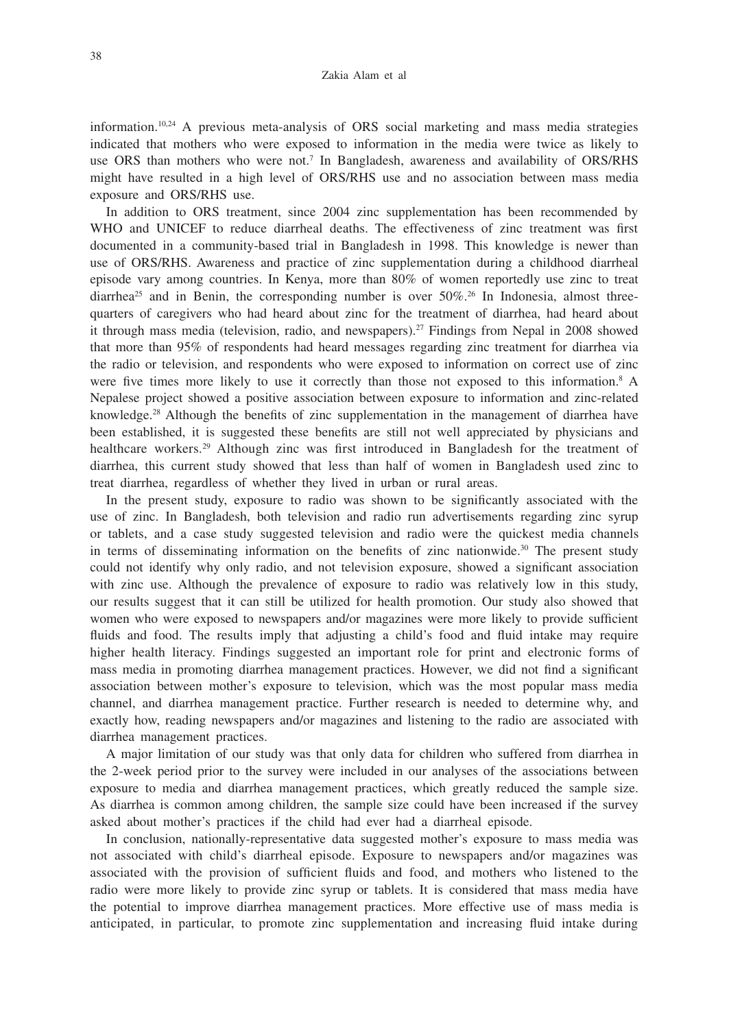information.[10,24] A previous meta-analysis of ORS social marketing and mass media strategies indicated that mothers who were exposed to information in the media were twice as likely to use ORS than mothers who were not.[7] In Bangladesh, awareness and availability of ORS/RHS might have resulted in a high level of ORS/RHS use and no association between mass media exposure and ORS/RHS use.

In addition to ORS treatment, since 2004 zinc supplementation has been recommended by WHO and UNICEF to reduce diarrheal deaths. The effectiveness of zinc treatment was first documented in a community-based trial in Bangladesh in 1998. This knowledge is newer than use of ORS/RHS. Awareness and practice of zinc supplementation during a childhood diarrheal episode vary among countries. In Kenya, more than 80% of women reportedly use zinc to treat diarrhea[25] and in Benin, the corresponding number is over 50%.[26] In Indonesia, almost three-quarters of caregivers who had heard about zinc for the treatment of diarrhea, had heard about it through mass media (television, radio, and newspapers).[27] Findings from Nepal in 2008 showed that more than 95% of respondents had heard messages regarding zinc treatment for diarrhea via the radio or television, and respondents who were exposed to information on correct use of zinc were five times more likely to use it correctly than those not exposed to this information.[8] A Nepalese project showed a positive association between exposure to information and zinc-related knowledge.[28] Although the benefits of zinc supplementation in the management of diarrhea have been established, it is suggested these benefits are still not well appreciated by physicians and healthcare workers.[29] Although zinc was first introduced in Bangladesh for the treatment of diarrhea, this current study showed that less than half of women in Bangladesh used zinc to treat diarrhea, regardless of whether they lived in urban or rural areas.

In the present study, exposure to radio was shown to be significantly associated with the use of zinc. In Bangladesh, both television and radio run advertisements regarding zinc syrup or tablets, and a case study suggested television and radio were the quickest media channels in terms of disseminating information on the benefits of zinc nationwide.[30] The present study could not identify why only radio, and not television exposure, showed a significant association with zinc use. Although the prevalence of exposure to radio was relatively low in this study, our results suggest that it can still be utilized for health promotion. Our study also showed that women who were exposed to newspapers and/or magazines were more likely to provide sufficient fluids and food. The results imply that adjusting a child's food and fluid intake may require higher health literacy. Findings suggested an important role for print and electronic forms of mass media in promoting diarrhea management practices. However, we did not find a significant association between mother's exposure to television, which was the most popular mass media channel, and diarrhea management practice. Further research is needed to determine why, and exactly how, reading newspapers and/or magazines and listening to the radio are associated with diarrhea management practices.

A major limitation of our study was that only data for children who suffered from diarrhea in the 2-week period prior to the survey were included in our analyses of the associations between exposure to media and diarrhea management practices, which greatly reduced the sample size. As diarrhea is common among children, the sample size could have been increased if the survey asked about mother's practices if the child had ever had a diarrheal episode.

In conclusion, nationally-representative data suggested mother's exposure to mass media was not associated with child's diarrheal episode. Exposure to newspapers and/or magazines was associated with the provision of sufficient fluids and food, and mothers who listened to the radio were more likely to provide zinc syrup or tablets. It is considered that mass media have the potential to improve diarrhea management practices. More effective use of mass media is anticipated, in particular, to promote zinc supplementation and increasing fluid intake during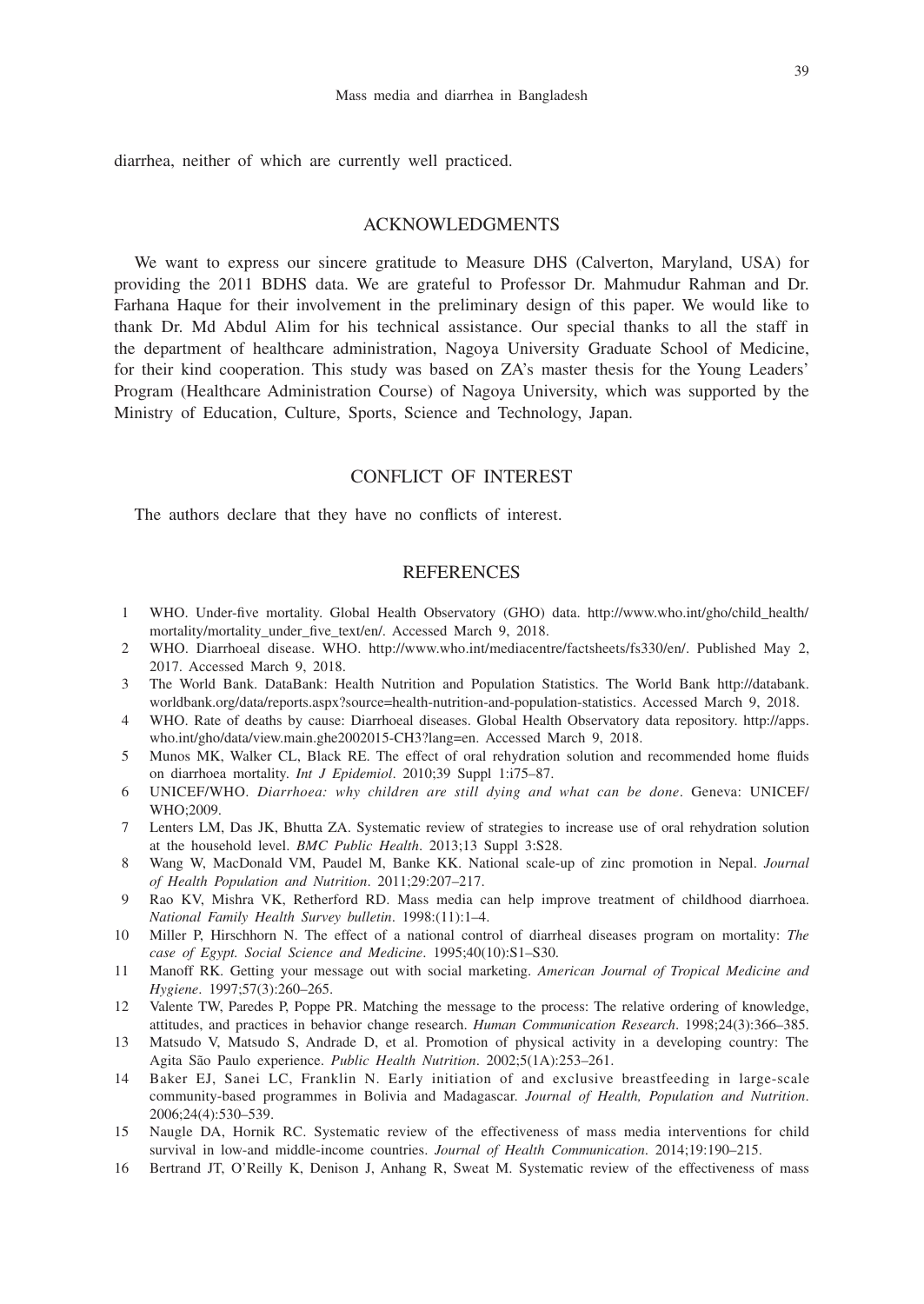diarrhea, neither of which are currently well practiced.

## ACKNOWLEDGMENTS

We want to express our sincere gratitude to Measure DHS (Calverton, Maryland, USA) for providing the 2011 BDHS data. We are grateful to Professor Dr. Mahmudur Rahman and Dr. Farhana Haque for their involvement in the preliminary design of this paper. We would like to thank Dr. Md Abdul Alim for his technical assistance. Our special thanks to all the staff in the department of healthcare administration, Nagoya University Graduate School of Medicine, for their kind cooperation. This study was based on ZA's master thesis for the Young Leaders' Program (Healthcare Administration Course) of Nagoya University, which was supported by the Ministry of Education, Culture, Sports, Science and Technology, Japan.

## CONFLICT OF INTEREST

The authors declare that they have no conflicts of interest.

## REFERENCES

1. WHO. Under-five mortality. Global Health Observatory (GHO) data. http://www.who.int/gho/child_health/mortality/mortality_under_five_text/en/. Accessed March 9, 2018.
2. WHO. Diarrhoeal disease. WHO. http://www.who.int/mediacentre/factsheets/fs330/en/. Published May 2, 2017. Accessed March 9, 2018.
3. The World Bank. DataBank: Health Nutrition and Population Statistics. The World Bank http://databank.worldbank.org/data/reports.aspx?source=health-nutrition-and-population-statistics. Accessed March 9, 2018.
4. WHO. Rate of deaths by cause: Diarrhoeal diseases. Global Health Observatory data repository. http://apps.who.int/gho/data/view.main.ghe2002015-CH3?lang=en. Accessed March 9, 2018.
5. Munos MK, Walker CL, Black RE. The effect of oral rehydration solution and recommended home fluids on diarrhoea mortality. *Int J Epidemiol*. 2010;39 Suppl 1:i75–87.
6. UNICEF/WHO. *Diarrhoea: why children are still dying and what can be done*. Geneva: UNICEF/WHO;2009.
7. Lenters LM, Das JK, Bhutta ZA. Systematic review of strategies to increase use of oral rehydration solution at the household level. *BMC Public Health*. 2013;13 Suppl 3:S28.
8. Wang W, MacDonald VM, Paudel M, Banke KK. National scale-up of zinc promotion in Nepal. *Journal of Health Population and Nutrition*. 2011;29:207–217.
9. Rao KV, Mishra VK, Retherford RD. Mass media can help improve treatment of childhood diarrhoea. *National Family Health Survey bulletin*. 1998:(11):1–4.
10. Miller P, Hirschhorn N. The effect of a national control of diarrheal diseases program on mortality: *The case of Egypt. Social Science and Medicine*. 1995;40(10):S1–S30.
11. Manoff RK. Getting your message out with social marketing. *American Journal of Tropical Medicine and Hygiene*. 1997;57(3):260–265.
12. Valente TW, Paredes P, Poppe PR. Matching the message to the process: The relative ordering of knowledge, attitudes, and practices in behavior change research. *Human Communication Research*. 1998;24(3):366–385.
13. Matsudo V, Matsudo S, Andrade D, et al. Promotion of physical activity in a developing country: The Agita São Paulo experience. *Public Health Nutrition*. 2002;5(1A):253–261.
14. Baker EJ, Sanei LC, Franklin N. Early initiation of and exclusive breastfeeding in large-scale community-based programmes in Bolivia and Madagascar. *Journal of Health, Population and Nutrition*. 2006;24(4):530–539.
15. Naugle DA, Hornik RC. Systematic review of the effectiveness of mass media interventions for child survival in low-and middle-income countries. *Journal of Health Communication*. 2014;19:190–215.
16. Bertrand JT, O'Reilly K, Denison J, Anhang R, Sweat M. Systematic review of the effectiveness of mass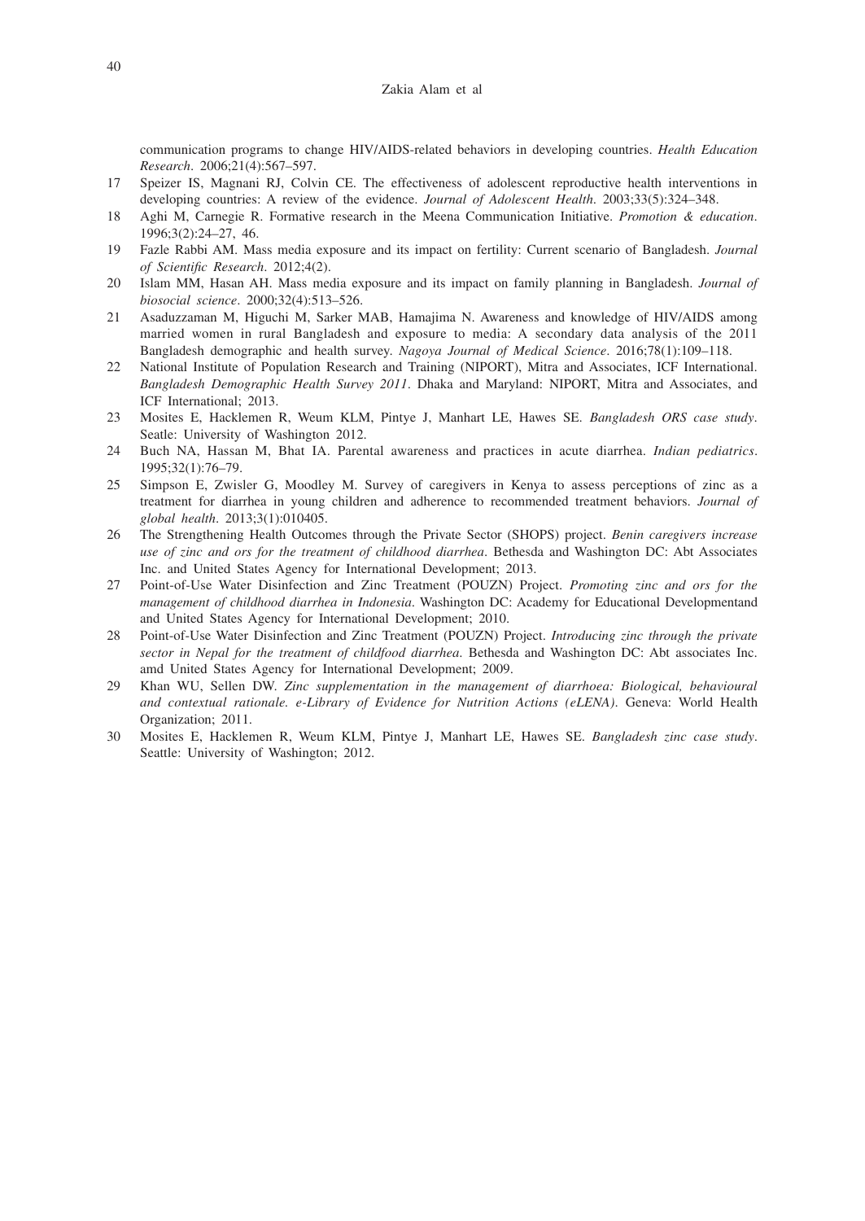communication programs to change HIV/AIDS-related behaviors in developing countries. *Health Education Research*. 2006;21(4):567–597.

17 Speizer IS, Magnani RJ, Colvin CE. The effectiveness of adolescent reproductive health interventions in developing countries: A review of the evidence. *Journal of Adolescent Health*. 2003;33(5):324–348.

18 Aghi M, Carnegie R. Formative research in the Meena Communication Initiative. *Promotion & education*. 1996;3(2):24–27, 46.

19 Fazle Rabbi AM. Mass media exposure and its impact on fertility: Current scenario of Bangladesh. *Journal of Scientific Research*. 2012;4(2).

20 Islam MM, Hasan AH. Mass media exposure and its impact on family planning in Bangladesh. *Journal of biosocial science*. 2000;32(4):513–526.

21 Asaduzzaman M, Higuchi M, Sarker MAB, Hamajima N. Awareness and knowledge of HIV/AIDS among married women in rural Bangladesh and exposure to media: A secondary data analysis of the 2011 Bangladesh demographic and health survey. *Nagoya Journal of Medical Science*. 2016;78(1):109–118.

22 National Institute of Population Research and Training (NIPORT), Mitra and Associates, ICF International. *Bangladesh Demographic Health Survey 2011*. Dhaka and Maryland: NIPORT, Mitra and Associates, and ICF International; 2013.

23 Mosites E, Hacklemen R, Weum KLM, Pintye J, Manhart LE, Hawes SE. *Bangladesh ORS case study*. Seatle: University of Washington 2012.

24 Buch NA, Hassan M, Bhat IA. Parental awareness and practices in acute diarrhea. *Indian pediatrics*. 1995;32(1):76–79.

25 Simpson E, Zwisler G, Moodley M. Survey of caregivers in Kenya to assess perceptions of zinc as a treatment for diarrhea in young children and adherence to recommended treatment behaviors. *Journal of global health*. 2013;3(1):010405.

26 The Strengthening Health Outcomes through the Private Sector (SHOPS) project. *Benin caregivers increase use of zinc and ors for the treatment of childhood diarrhea*. Bethesda and Washington DC: Abt Associates Inc. and United States Agency for International Development; 2013.

27 Point-of-Use Water Disinfection and Zinc Treatment (POUZN) Project. *Promoting zinc and ors for the management of childhood diarrhea in Indonesia*. Washington DC: Academy for Educational Developmentand and United States Agency for International Development; 2010.

28 Point-of-Use Water Disinfection and Zinc Treatment (POUZN) Project. *Introducing zinc through the private sector in Nepal for the treatment of childfood diarrhea*. Bethesda and Washington DC: Abt associates Inc. amd United States Agency for International Development; 2009.

29 Khan WU, Sellen DW. *Zinc supplementation in the management of diarrhoea: Biological, behavioural and contextual rationale. e-Library of Evidence for Nutrition Actions (eLENA)*. Geneva: World Health Organization; 2011.

30 Mosites E, Hacklemen R, Weum KLM, Pintye J, Manhart LE, Hawes SE. *Bangladesh zinc case study*. Seattle: University of Washington; 2012.